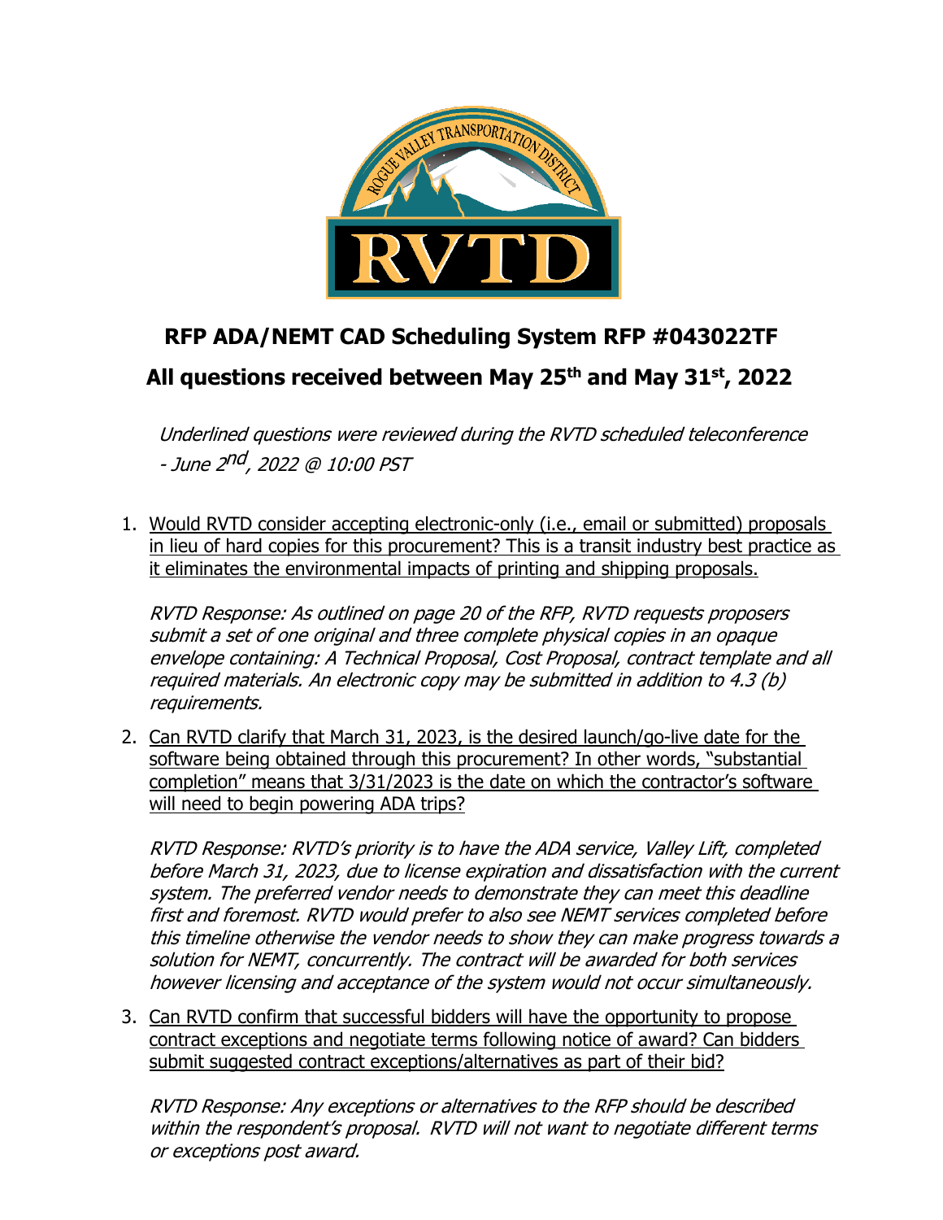# RFP ADA/NEMT CAD Scheduling System RFP #043022TF

## All questions received between May 25th and May 31st, 2022

*Underlined questions were reviewed during the RVTD scheduled teleconference - June 2nd, 2022 @ 10:00 PST*

1. <u>Would RVTD consider accepting electronic-only (i.e., email or submitted) proposals in lieu of hard copies for this procurement? This is a transit industry best practice as it eliminates the environmental impacts of printing and shipping proposals.</u>

   *RVTD Response: As outlined on page 20 of the RFP, RVTD requests proposers submit a set of one original and three complete physical copies in an opaque envelope containing: A Technical Proposal, Cost Proposal, contract template and all required materials. An electronic copy may be submitted in addition to 4.3 (b) requirements.*

2. <u>Can RVTD clarify that March 31, 2023, is the desired launch/go-live date for the software being obtained through this procurement? In other words, "substantial completion" means that 3/31/2023 is the date on which the contractor's software will need to begin powering ADA trips?</u>

   *RVTD Response: RVTD's priority is to have the ADA service, Valley Lift, completed before March 31, 2023, due to license expiration and dissatisfaction with the current system. The preferred vendor needs to demonstrate they can meet this deadline first and foremost. RVTD would prefer to also see NEMT services completed before this timeline otherwise the vendor needs to show they can make progress towards a solution for NEMT, concurrently. The contract will be awarded for both services however licensing and acceptance of the system would not occur simultaneously.*

3. <u>Can RVTD confirm that successful bidders will have the opportunity to propose contract exceptions and negotiate terms following notice of award? Can bidders submit suggested contract exceptions/alternatives as part of their bid?</u>

   *RVTD Response: Any exceptions or alternatives to the RFP should be described within the respondent's proposal. RVTD will not want to negotiate different terms or exceptions post award.*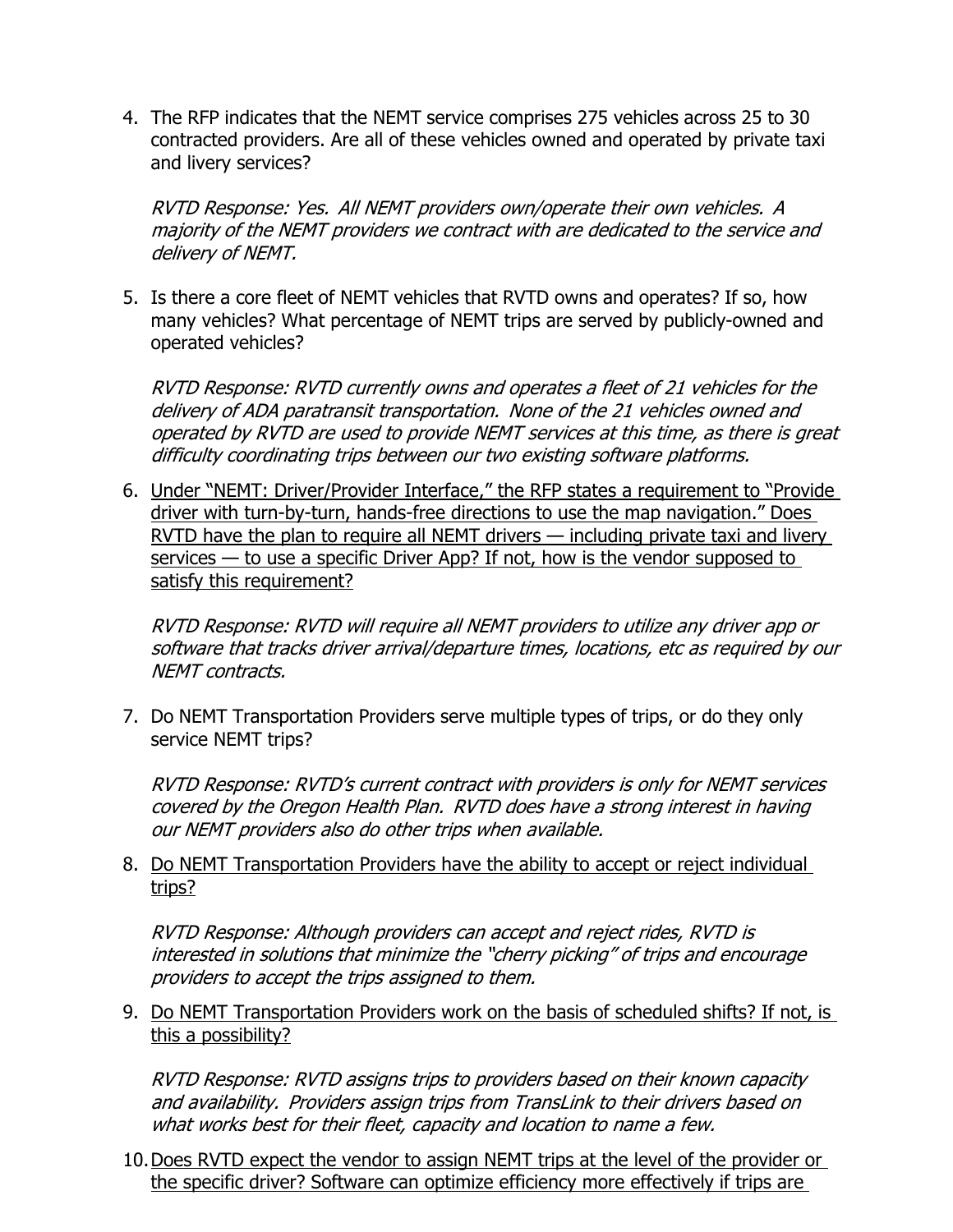4. The RFP indicates that the NEMT service comprises 275 vehicles across 25 to 30 contracted providers. Are all of these vehicles owned and operated by private taxi and livery services?

   *RVTD Response: Yes. All NEMT providers own/operate their own vehicles. A majority of the NEMT providers we contract with are dedicated to the service and delivery of NEMT.*

5. Is there a core fleet of NEMT vehicles that RVTD owns and operates? If so, how many vehicles? What percentage of NEMT trips are served by publicly-owned and operated vehicles?

   *RVTD Response: RVTD currently owns and operates a fleet of 21 vehicles for the delivery of ADA paratransit transportation. None of the 21 vehicles owned and operated by RVTD are used to provide NEMT services at this time, as there is great difficulty coordinating trips between our two existing software platforms.*

6. <u>Under "NEMT: Driver/Provider Interface," the RFP states a requirement to "Provide driver with turn-by-turn, hands-free directions to use the map navigation." Does RVTD have the plan to require all NEMT drivers — including private taxi and livery services — to use a specific Driver App? If not, how is the vendor supposed to satisfy this requirement?</u>

   *RVTD Response: RVTD will require all NEMT providers to utilize any driver app or software that tracks driver arrival/departure times, locations, etc as required by our NEMT contracts.*

7. Do NEMT Transportation Providers serve multiple types of trips, or do they only service NEMT trips?

   *RVTD Response: RVTD's current contract with providers is only for NEMT services covered by the Oregon Health Plan. RVTD does have a strong interest in having our NEMT providers also do other trips when available.*

8. <u>Do NEMT Transportation Providers have the ability to accept or reject individual trips?</u>

   *RVTD Response: Although providers can accept and reject rides, RVTD is interested in solutions that minimize the "cherry picking" of trips and encourage providers to accept the trips assigned to them.*

9. <u>Do NEMT Transportation Providers work on the basis of scheduled shifts? If not, is this a possibility?</u>

   *RVTD Response: RVTD assigns trips to providers based on their known capacity and availability. Providers assign trips from TransLink to their drivers based on what works best for their fleet, capacity and location to name a few.*

10. <u>Does RVTD expect the vendor to assign NEMT trips at the level of the provider or the specific driver? Software can optimize efficiency more effectively if trips are</u>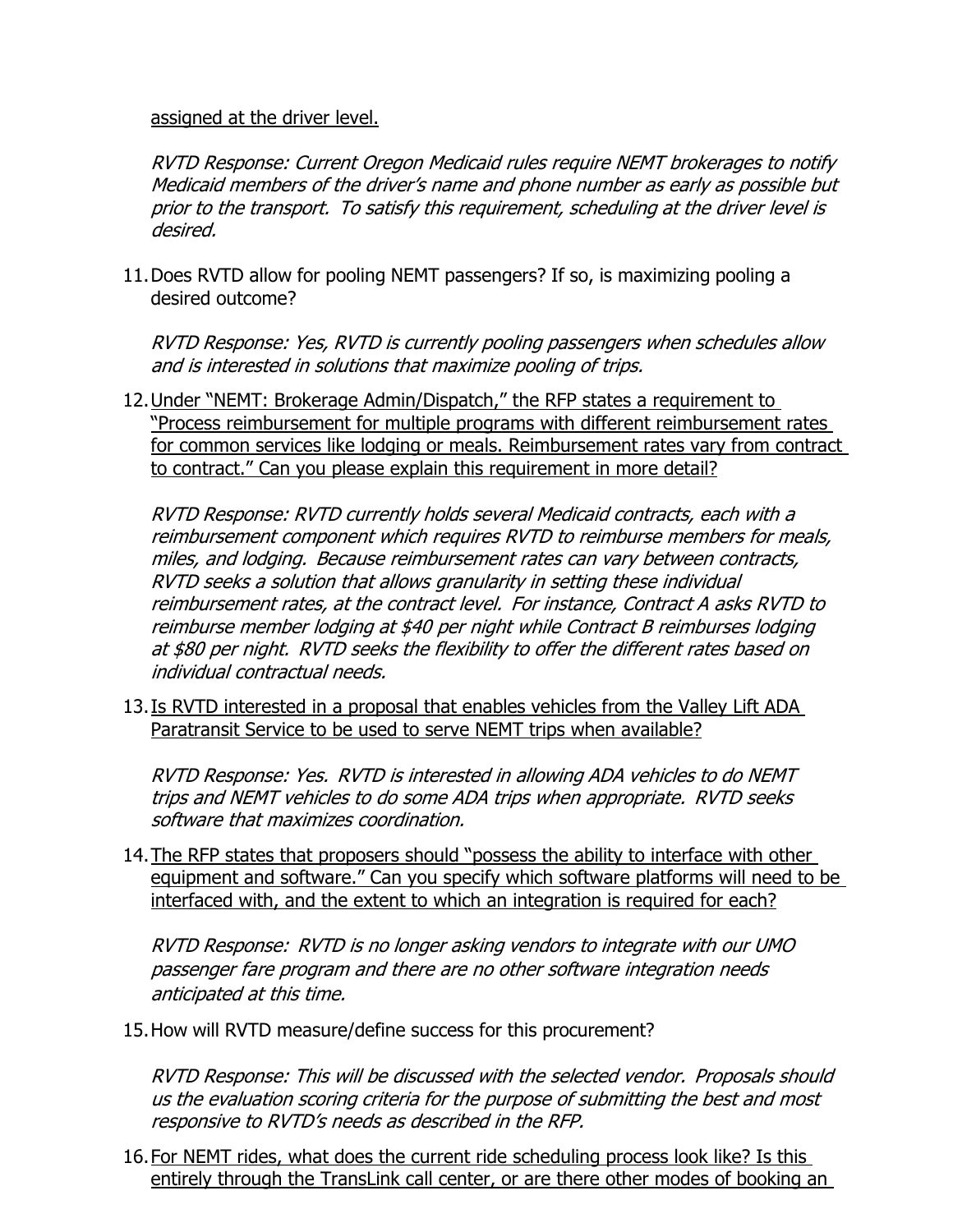assigned at the driver level.

*RVTD Response: Current Oregon Medicaid rules require NEMT brokerages to notify Medicaid members of the driver's name and phone number as early as possible but prior to the transport. To satisfy this requirement, scheduling at the driver level is desired.*

11. Does RVTD allow for pooling NEMT passengers? If so, is maximizing pooling a desired outcome?

    *RVTD Response: Yes, RVTD is currently pooling passengers when schedules allow and is interested in solutions that maximize pooling of trips.*

12. Under "NEMT: Brokerage Admin/Dispatch," the RFP states a requirement to "Process reimbursement for multiple programs with different reimbursement rates for common services like lodging or meals. Reimbursement rates vary from contract to contract." Can you please explain this requirement in more detail?

    *RVTD Response: RVTD currently holds several Medicaid contracts, each with a reimbursement component which requires RVTD to reimburse members for meals, miles, and lodging. Because reimbursement rates can vary between contracts, RVTD seeks a solution that allows granularity in setting these individual reimbursement rates, at the contract level. For instance, Contract A asks RVTD to reimburse member lodging at $40 per night while Contract B reimburses lodging at $80 per night. RVTD seeks the flexibility to offer the different rates based on individual contractual needs.*

13. Is RVTD interested in a proposal that enables vehicles from the Valley Lift ADA Paratransit Service to be used to serve NEMT trips when available?

    *RVTD Response: Yes. RVTD is interested in allowing ADA vehicles to do NEMT trips and NEMT vehicles to do some ADA trips when appropriate. RVTD seeks software that maximizes coordination.*

14. The RFP states that proposers should "possess the ability to interface with other equipment and software." Can you specify which software platforms will need to be interfaced with, and the extent to which an integration is required for each?

    *RVTD Response: RVTD is no longer asking vendors to integrate with our UMO passenger fare program and there are no other software integration needs anticipated at this time.*

15. How will RVTD measure/define success for this procurement?

    *RVTD Response: This will be discussed with the selected vendor. Proposals should us the evaluation scoring criteria for the purpose of submitting the best and most responsive to RVTD's needs as described in the RFP.*

16. For NEMT rides, what does the current ride scheduling process look like? Is this entirely through the TransLink call center, or are there other modes of booking an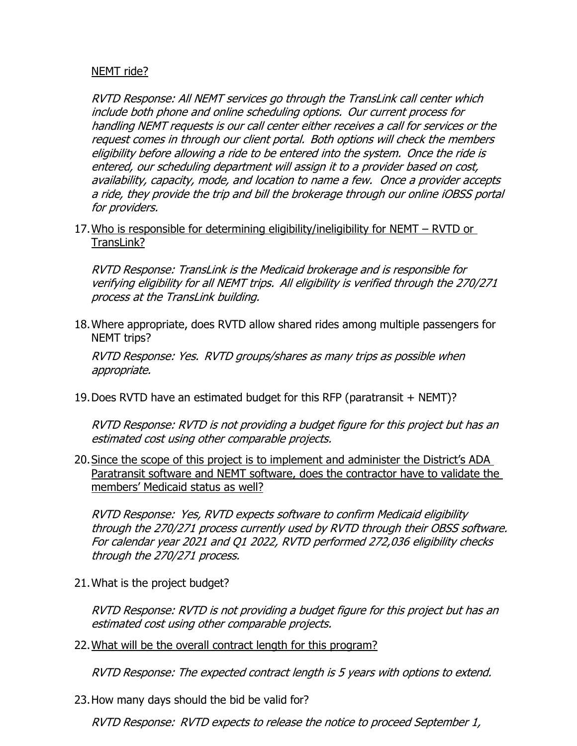NEMT ride?

*RVTD Response: All NEMT services go through the TransLink call center which include both phone and online scheduling options. Our current process for handling NEMT requests is our call center either receives a call for services or the request comes in through our client portal. Both options will check the members eligibility before allowing a ride to be entered into the system. Once the ride is entered, our scheduling department will assign it to a provider based on cost, availability, capacity, mode, and location to name a few. Once a provider accepts a ride, they provide the trip and bill the brokerage through our online iOBSS portal for providers.*

17. Who is responsible for determining eligibility/ineligibility for NEMT – RVTD or TransLink?

    *RVTD Response: TransLink is the Medicaid brokerage and is responsible for verifying eligibility for all NEMT trips. All eligibility is verified through the 270/271 process at the TransLink building.*

18. Where appropriate, does RVTD allow shared rides among multiple passengers for NEMT trips?

    *RVTD Response: Yes. RVTD groups/shares as many trips as possible when appropriate.*

19. Does RVTD have an estimated budget for this RFP (paratransit + NEMT)?

    *RVTD Response: RVTD is not providing a budget figure for this project but has an estimated cost using other comparable projects.*

20. Since the scope of this project is to implement and administer the District's ADA Paratransit software and NEMT software, does the contractor have to validate the members' Medicaid status as well?

    *RVTD Response: Yes, RVTD expects software to confirm Medicaid eligibility through the 270/271 process currently used by RVTD through their OBSS software. For calendar year 2021 and Q1 2022, RVTD performed 272,036 eligibility checks through the 270/271 process.*

21. What is the project budget?

    *RVTD Response: RVTD is not providing a budget figure for this project but has an estimated cost using other comparable projects.*

22. What will be the overall contract length for this program?

    *RVTD Response: The expected contract length is 5 years with options to extend.*

23. How many days should the bid be valid for?

    *RVTD Response: RVTD expects to release the notice to proceed September 1,*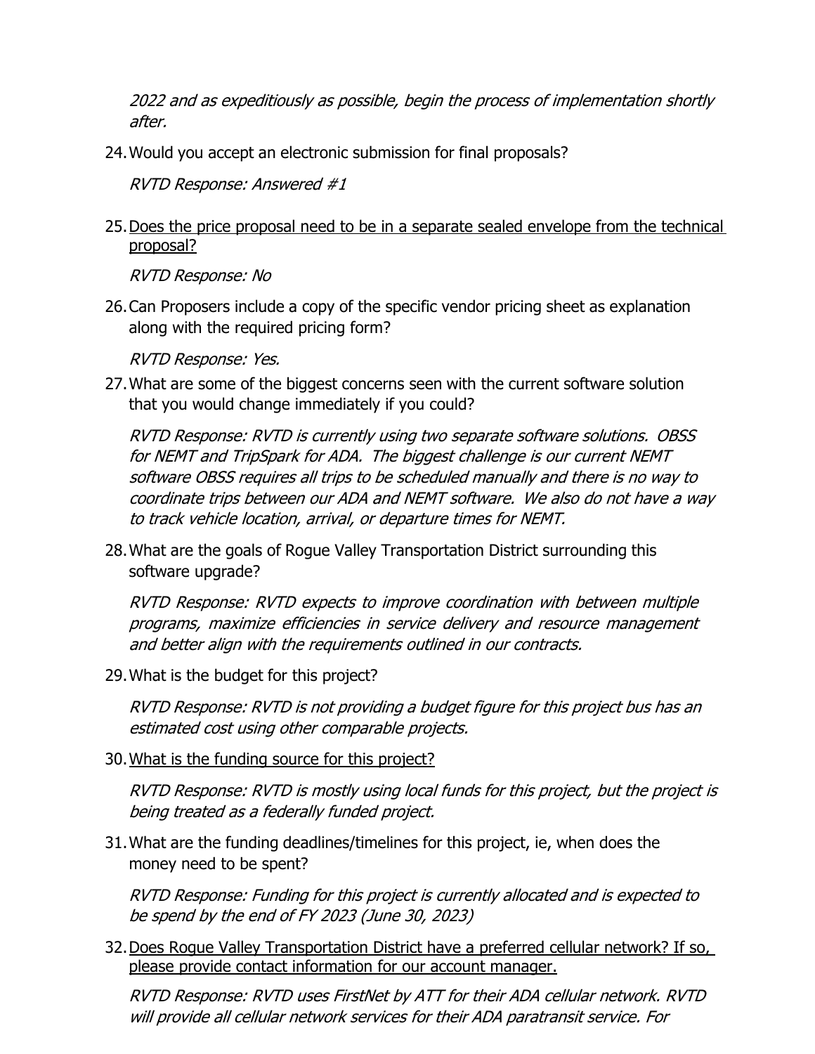*2022 and as expeditiously as possible, begin the process of implementation shortly after.*

24. Would you accept an electronic submission for final proposals?

    *RVTD Response: Answered #1*

25. <u>Does the price proposal need to be in a separate sealed envelope from the technical proposal?</u>

    *RVTD Response: No*

26. Can Proposers include a copy of the specific vendor pricing sheet as explanation along with the required pricing form?

    *RVTD Response: Yes.*

27. What are some of the biggest concerns seen with the current software solution that you would change immediately if you could?

    *RVTD Response: RVTD is currently using two separate software solutions. OBSS for NEMT and TripSpark for ADA. The biggest challenge is our current NEMT software OBSS requires all trips to be scheduled manually and there is no way to coordinate trips between our ADA and NEMT software. We also do not have a way to track vehicle location, arrival, or departure times for NEMT.*

28. What are the goals of Rogue Valley Transportation District surrounding this software upgrade?

    *RVTD Response: RVTD expects to improve coordination with between multiple programs, maximize efficiencies in service delivery and resource management and better align with the requirements outlined in our contracts.*

29. What is the budget for this project?

    *RVTD Response: RVTD is not providing a budget figure for this project bus has an estimated cost using other comparable projects.*

30. <u>What is the funding source for this project?</u>

    *RVTD Response: RVTD is mostly using local funds for this project, but the project is being treated as a federally funded project.*

31. What are the funding deadlines/timelines for this project, ie, when does the money need to be spent?

    *RVTD Response: Funding for this project is currently allocated and is expected to be spend by the end of FY 2023 (June 30, 2023)*

32. <u>Does Rogue Valley Transportation District have a preferred cellular network? If so, please provide contact information for our account manager.</u>

    *RVTD Response: RVTD uses FirstNet by ATT for their ADA cellular network. RVTD will provide all cellular network services for their ADA paratransit service. For*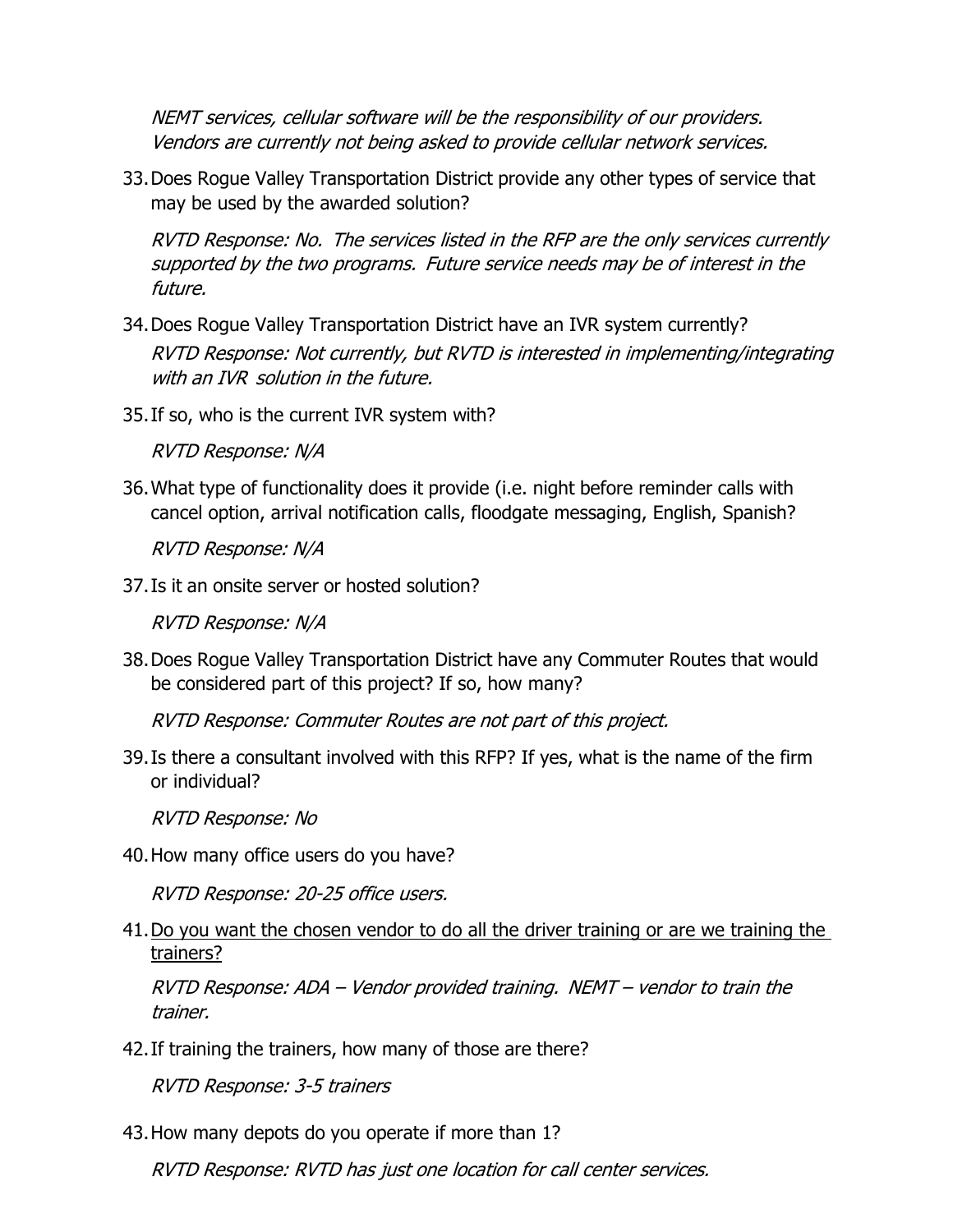*NEMT services, cellular software will be the responsibility of our providers. Vendors are currently not being asked to provide cellular network services.*

33. Does Rogue Valley Transportation District provide any other types of service that may be used by the awarded solution?

    *RVTD Response: No. The services listed in the RFP are the only services currently supported by the two programs. Future service needs may be of interest in the future.*

34. Does Rogue Valley Transportation District have an IVR system currently?

    *RVTD Response: Not currently, but RVTD is interested in implementing/integrating with an IVR solution in the future.*

35. If so, who is the current IVR system with?

    *RVTD Response: N/A*

36. What type of functionality does it provide (i.e. night before reminder calls with cancel option, arrival notification calls, floodgate messaging, English, Spanish?

    *RVTD Response: N/A*

37. Is it an onsite server or hosted solution?

    *RVTD Response: N/A*

38. Does Rogue Valley Transportation District have any Commuter Routes that would be considered part of this project? If so, how many?

    *RVTD Response: Commuter Routes are not part of this project.*

39. Is there a consultant involved with this RFP? If yes, what is the name of the firm or individual?

    *RVTD Response: No*

40. How many office users do you have?

    *RVTD Response: 20-25 office users.*

41. <u>Do you want the chosen vendor to do all the driver training or are we training the trainers?</u>

    *RVTD Response: ADA – Vendor provided training. NEMT – vendor to train the trainer.*

42. If training the trainers, how many of those are there?

    *RVTD Response: 3-5 trainers*

43. How many depots do you operate if more than 1?

    *RVTD Response: RVTD has just one location for call center services.*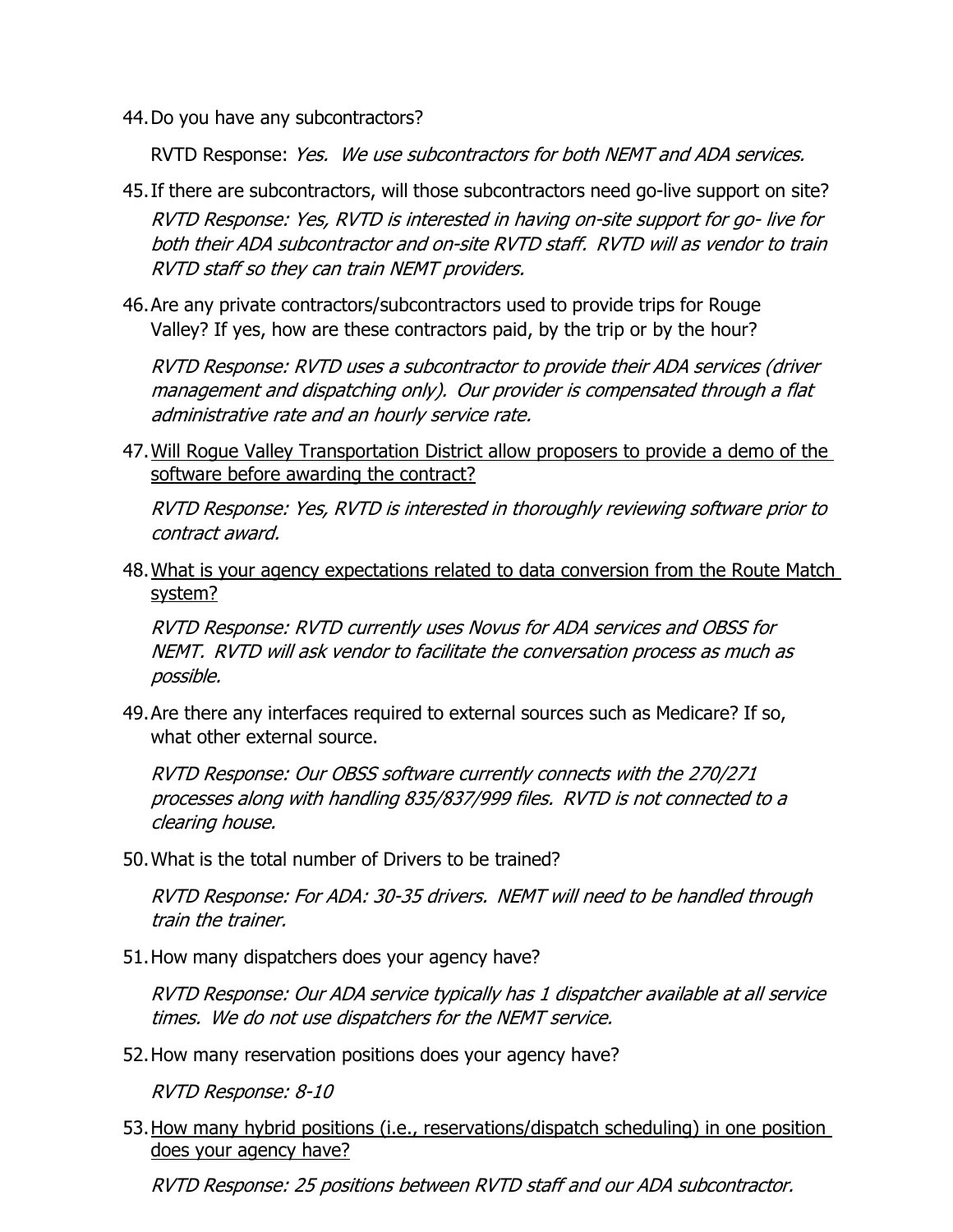44. Do you have any subcontractors?

    RVTD Response: *Yes. We use subcontractors for both NEMT and ADA services.*

45. If there are subcontractors, will those subcontractors need go-live support on site?

    *RVTD Response: Yes, RVTD is interested in having on-site support for go- live for both their ADA subcontractor and on-site RVTD staff. RVTD will as vendor to train RVTD staff so they can train NEMT providers.*

46. Are any private contractors/subcontractors used to provide trips for Rouge Valley? If yes, how are these contractors paid, by the trip or by the hour?

    *RVTD Response: RVTD uses a subcontractor to provide their ADA services (driver management and dispatching only). Our provider is compensated through a flat administrative rate and an hourly service rate.*

47. <u>Will Rogue Valley Transportation District allow proposers to provide a demo of the software before awarding the contract?</u>

    *RVTD Response: Yes, RVTD is interested in thoroughly reviewing software prior to contract award.*

48. <u>What is your agency expectations related to data conversion from the Route Match system?</u>

    *RVTD Response: RVTD currently uses Novus for ADA services and OBSS for NEMT. RVTD will ask vendor to facilitate the conversation process as much as possible.*

49. Are there any interfaces required to external sources such as Medicare? If so, what other external source.

    *RVTD Response: Our OBSS software currently connects with the 270/271 processes along with handling 835/837/999 files. RVTD is not connected to a clearing house.*

50. What is the total number of Drivers to be trained?

    *RVTD Response: For ADA: 30-35 drivers. NEMT will need to be handled through train the trainer.*

51. How many dispatchers does your agency have?

    *RVTD Response: Our ADA service typically has 1 dispatcher available at all service times. We do not use dispatchers for the NEMT service.*

52. How many reservation positions does your agency have?

    *RVTD Response: 8-10*

53. <u>How many hybrid positions (i.e., reservations/dispatch scheduling) in one position does your agency have?</u>

    *RVTD Response: 25 positions between RVTD staff and our ADA subcontractor.*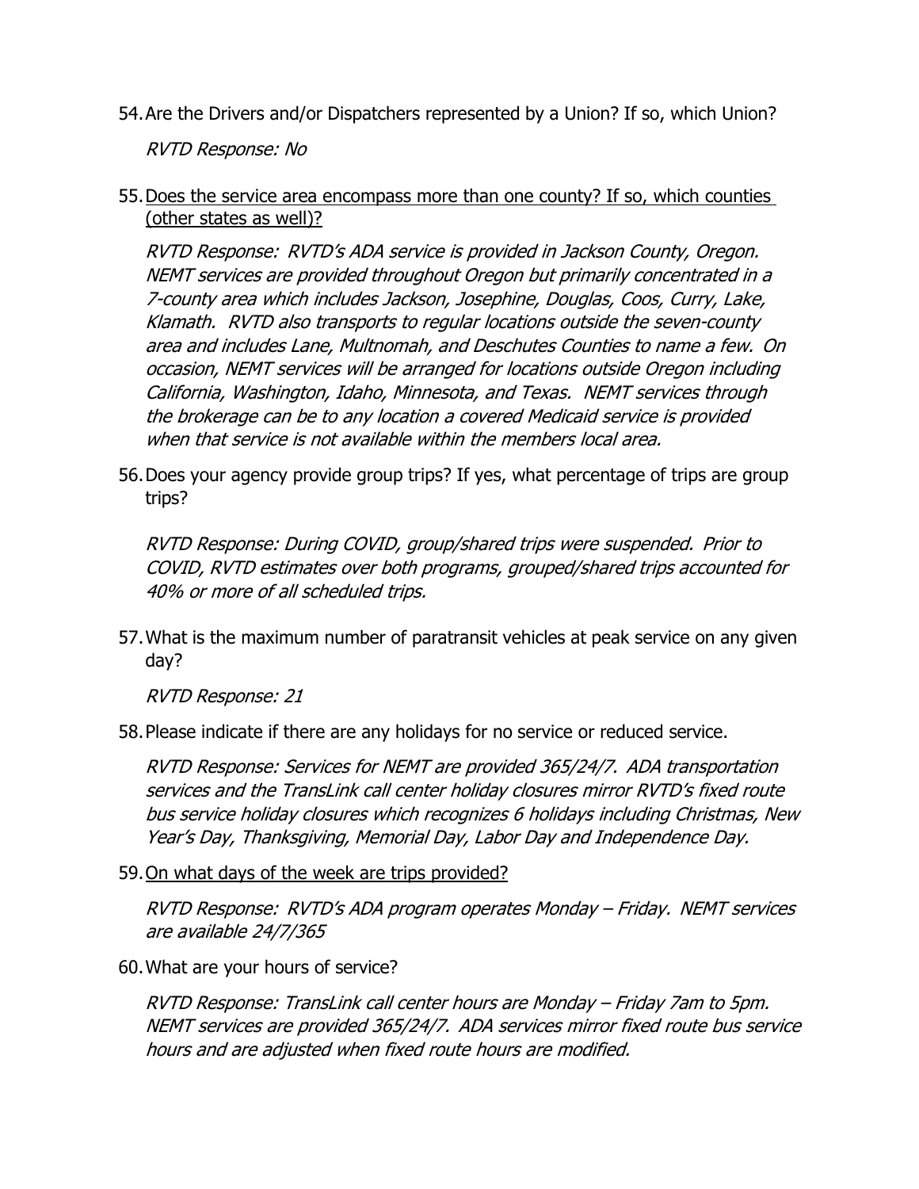54. Are the Drivers and/or Dispatchers represented by a Union? If so, which Union?

    *RVTD Response: No*

55. <u>Does the service area encompass more than one county? If so, which counties (other states as well)?</u>

    *RVTD Response: RVTD's ADA service is provided in Jackson County, Oregon. NEMT services are provided throughout Oregon but primarily concentrated in a 7-county area which includes Jackson, Josephine, Douglas, Coos, Curry, Lake, Klamath. RVTD also transports to regular locations outside the seven-county area and includes Lane, Multnomah, and Deschutes Counties to name a few. On occasion, NEMT services will be arranged for locations outside Oregon including California, Washington, Idaho, Minnesota, and Texas. NEMT services through the brokerage can be to any location a covered Medicaid service is provided when that service is not available within the members local area.*

56. Does your agency provide group trips? If yes, what percentage of trips are group trips?

    *RVTD Response: During COVID, group/shared trips were suspended. Prior to COVID, RVTD estimates over both programs, grouped/shared trips accounted for 40% or more of all scheduled trips.*

57. What is the maximum number of paratransit vehicles at peak service on any given day?

    *RVTD Response: 21*

58. Please indicate if there are any holidays for no service or reduced service.

    *RVTD Response: Services for NEMT are provided 365/24/7. ADA transportation services and the TransLink call center holiday closures mirror RVTD's fixed route bus service holiday closures which recognizes 6 holidays including Christmas, New Year's Day, Thanksgiving, Memorial Day, Labor Day and Independence Day.*

59. <u>On what days of the week are trips provided?</u>

    *RVTD Response: RVTD's ADA program operates Monday – Friday. NEMT services are available 24/7/365*

60. What are your hours of service?

    *RVTD Response: TransLink call center hours are Monday – Friday 7am to 5pm. NEMT services are provided 365/24/7. ADA services mirror fixed route bus service hours and are adjusted when fixed route hours are modified.*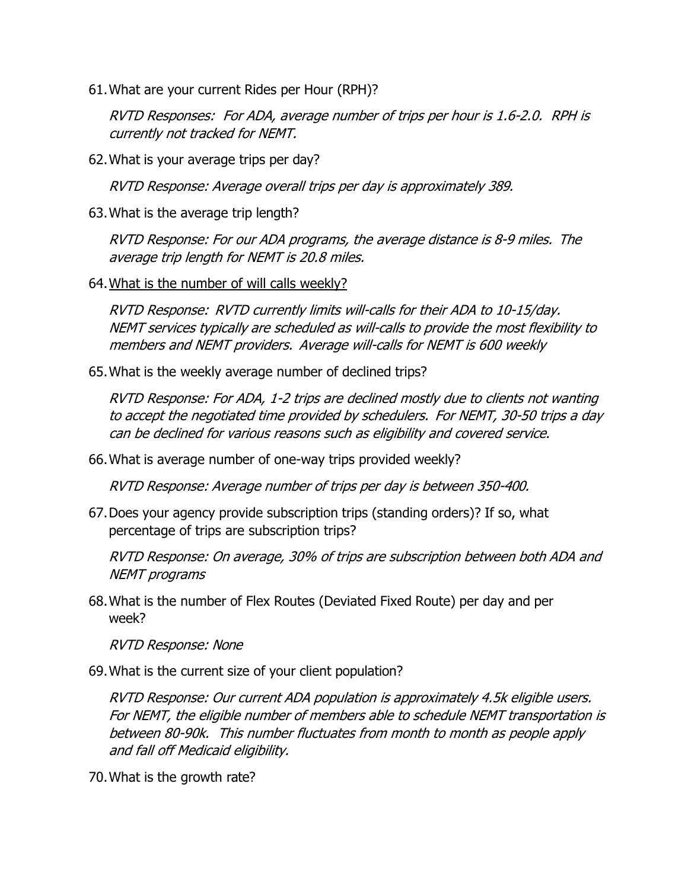61. What are your current Rides per Hour (RPH)?

    *RVTD Responses: For ADA, average number of trips per hour is 1.6-2.0. RPH is currently not tracked for NEMT.*

62. What is your average trips per day?

    *RVTD Response: Average overall trips per day is approximately 389.*

63. What is the average trip length?

    *RVTD Response: For our ADA programs, the average distance is 8-9 miles. The average trip length for NEMT is 20.8 miles.*

64. <u>What is the number of will calls weekly?</u>

    *RVTD Response: RVTD currently limits will-calls for their ADA to 10-15/day. NEMT services typically are scheduled as will-calls to provide the most flexibility to members and NEMT providers. Average will-calls for NEMT is 600 weekly*

65. What is the weekly average number of declined trips?

    *RVTD Response: For ADA, 1-2 trips are declined mostly due to clients not wanting to accept the negotiated time provided by schedulers. For NEMT, 30-50 trips a day can be declined for various reasons such as eligibility and covered service.*

66. What is average number of one-way trips provided weekly?

    *RVTD Response: Average number of trips per day is between 350-400.*

67. Does your agency provide subscription trips (standing orders)? If so, what percentage of trips are subscription trips?

    *RVTD Response: On average, 30% of trips are subscription between both ADA and NEMT programs*

68. What is the number of Flex Routes (Deviated Fixed Route) per day and per week?

    *RVTD Response: None*

69. What is the current size of your client population?

    *RVTD Response: Our current ADA population is approximately 4.5k eligible users. For NEMT, the eligible number of members able to schedule NEMT transportation is between 80-90k. This number fluctuates from month to month as people apply and fall off Medicaid eligibility.*

70. What is the growth rate?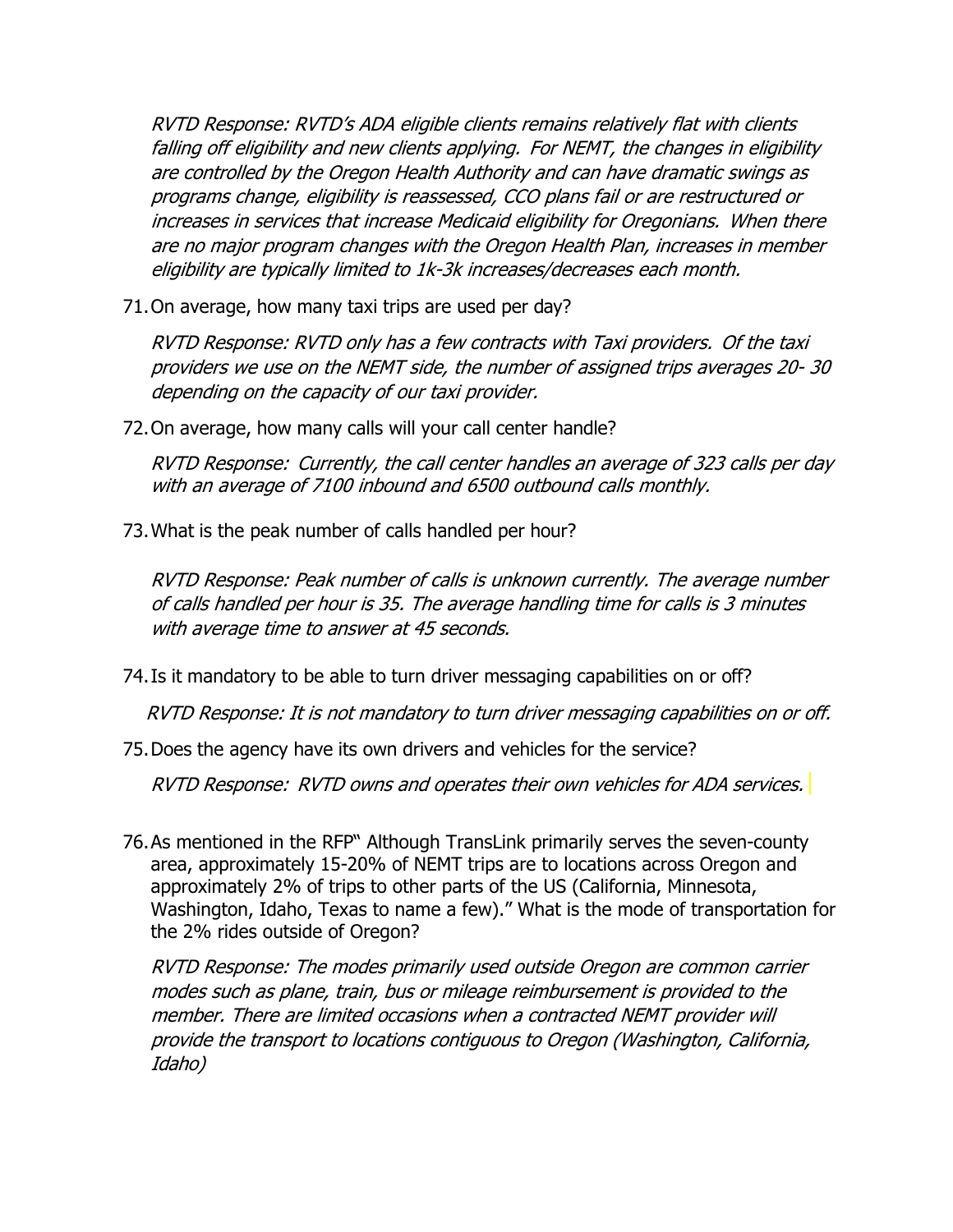*RVTD Response: RVTD's ADA eligible clients remains relatively flat with clients falling off eligibility and new clients applying. For NEMT, the changes in eligibility are controlled by the Oregon Health Authority and can have dramatic swings as programs change, eligibility is reassessed, CCO plans fail or are restructured or increases in services that increase Medicaid eligibility for Oregonians. When there are no major program changes with the Oregon Health Plan, increases in member eligibility are typically limited to 1k-3k increases/decreases each month.*

71. On average, how many taxi trips are used per day?

    *RVTD Response: RVTD only has a few contracts with Taxi providers. Of the taxi providers we use on the NEMT side, the number of assigned trips averages 20- 30 depending on the capacity of our taxi provider.*

72. On average, how many calls will your call center handle?

    *RVTD Response: Currently, the call center handles an average of 323 calls per day with an average of 7100 inbound and 6500 outbound calls monthly.*

73. What is the peak number of calls handled per hour?

    *RVTD Response: Peak number of calls is unknown currently. The average number of calls handled per hour is 35. The average handling time for calls is 3 minutes with average time to answer at 45 seconds.*

74. Is it mandatory to be able to turn driver messaging capabilities on or off?

    *RVTD Response: It is not mandatory to turn driver messaging capabilities on or off.*

75. Does the agency have its own drivers and vehicles for the service?

    *RVTD Response: RVTD owns and operates their own vehicles for ADA services.*

76. As mentioned in the RFP" Although TransLink primarily serves the seven-county area, approximately 15-20% of NEMT trips are to locations across Oregon and approximately 2% of trips to other parts of the US (California, Minnesota, Washington, Idaho, Texas to name a few)." What is the mode of transportation for the 2% rides outside of Oregon?

    *RVTD Response: The modes primarily used outside Oregon are common carrier modes such as plane, train, bus or mileage reimbursement is provided to the member. There are limited occasions when a contracted NEMT provider will provide the transport to locations contiguous to Oregon (Washington, California, Idaho)*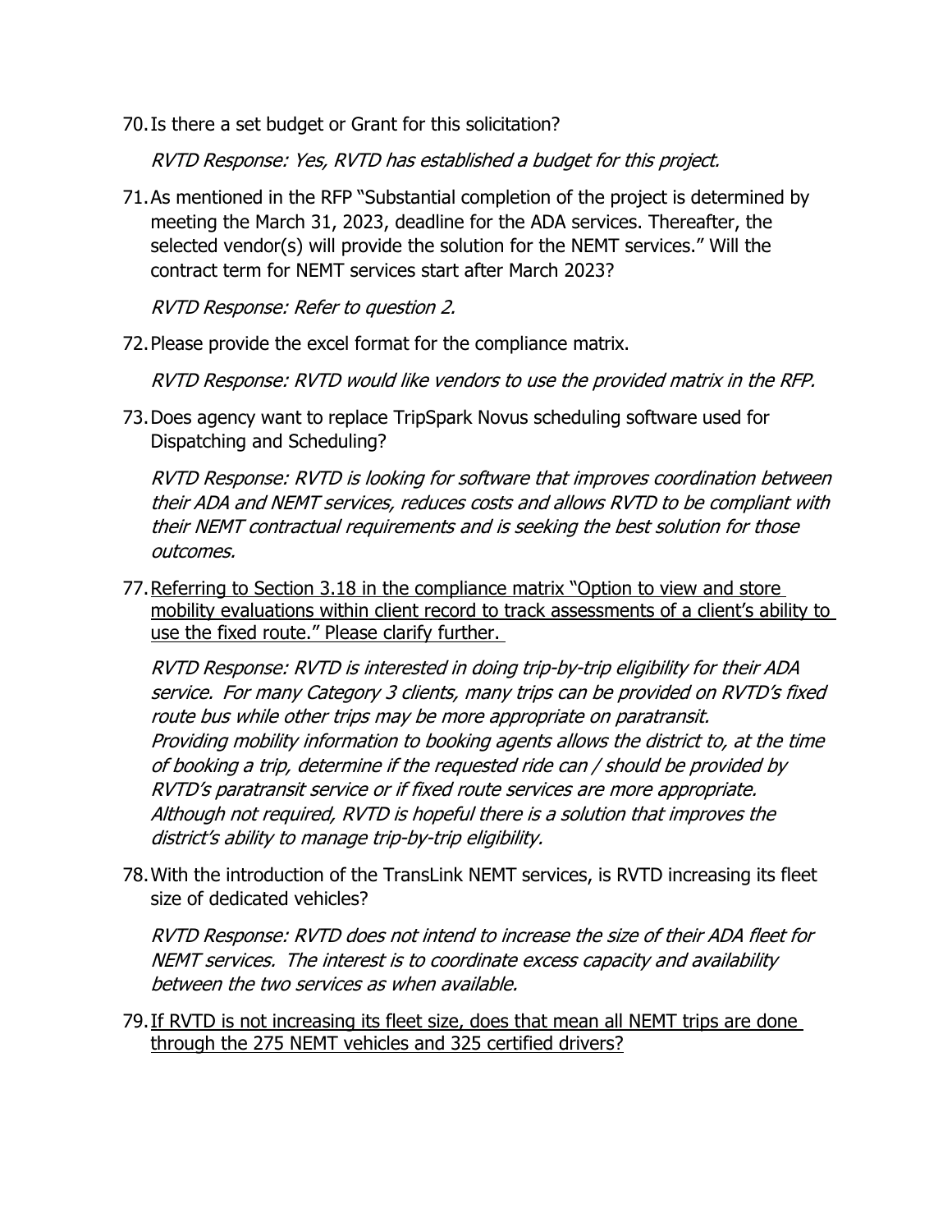70. Is there a set budget or Grant for this solicitation?

    *RVTD Response: Yes, RVTD has established a budget for this project.*

71. As mentioned in the RFP "Substantial completion of the project is determined by meeting the March 31, 2023, deadline for the ADA services. Thereafter, the selected vendor(s) will provide the solution for the NEMT services." Will the contract term for NEMT services start after March 2023?

    *RVTD Response: Refer to question 2.*

72. Please provide the excel format for the compliance matrix.

    *RVTD Response: RVTD would like vendors to use the provided matrix in the RFP.*

73. Does agency want to replace TripSpark Novus scheduling software used for Dispatching and Scheduling?

    *RVTD Response: RVTD is looking for software that improves coordination between their ADA and NEMT services, reduces costs and allows RVTD to be compliant with their NEMT contractual requirements and is seeking the best solution for those outcomes.*

77. <u>Referring to Section 3.18 in the compliance matrix "Option to view and store mobility evaluations within client record to track assessments of a client's ability to use the fixed route." Please clarify further.</u>

    *RVTD Response: RVTD is interested in doing trip-by-trip eligibility for their ADA service. For many Category 3 clients, many trips can be provided on RVTD's fixed route bus while other trips may be more appropriate on paratransit. Providing mobility information to booking agents allows the district to, at the time of booking a trip, determine if the requested ride can / should be provided by RVTD's paratransit service or if fixed route services are more appropriate. Although not required, RVTD is hopeful there is a solution that improves the district's ability to manage trip-by-trip eligibility.*

78. With the introduction of the TransLink NEMT services, is RVTD increasing its fleet size of dedicated vehicles?

    *RVTD Response: RVTD does not intend to increase the size of their ADA fleet for NEMT services. The interest is to coordinate excess capacity and availability between the two services as when available.*

79. <u>If RVTD is not increasing its fleet size, does that mean all NEMT trips are done through the 275 NEMT vehicles and 325 certified drivers?</u>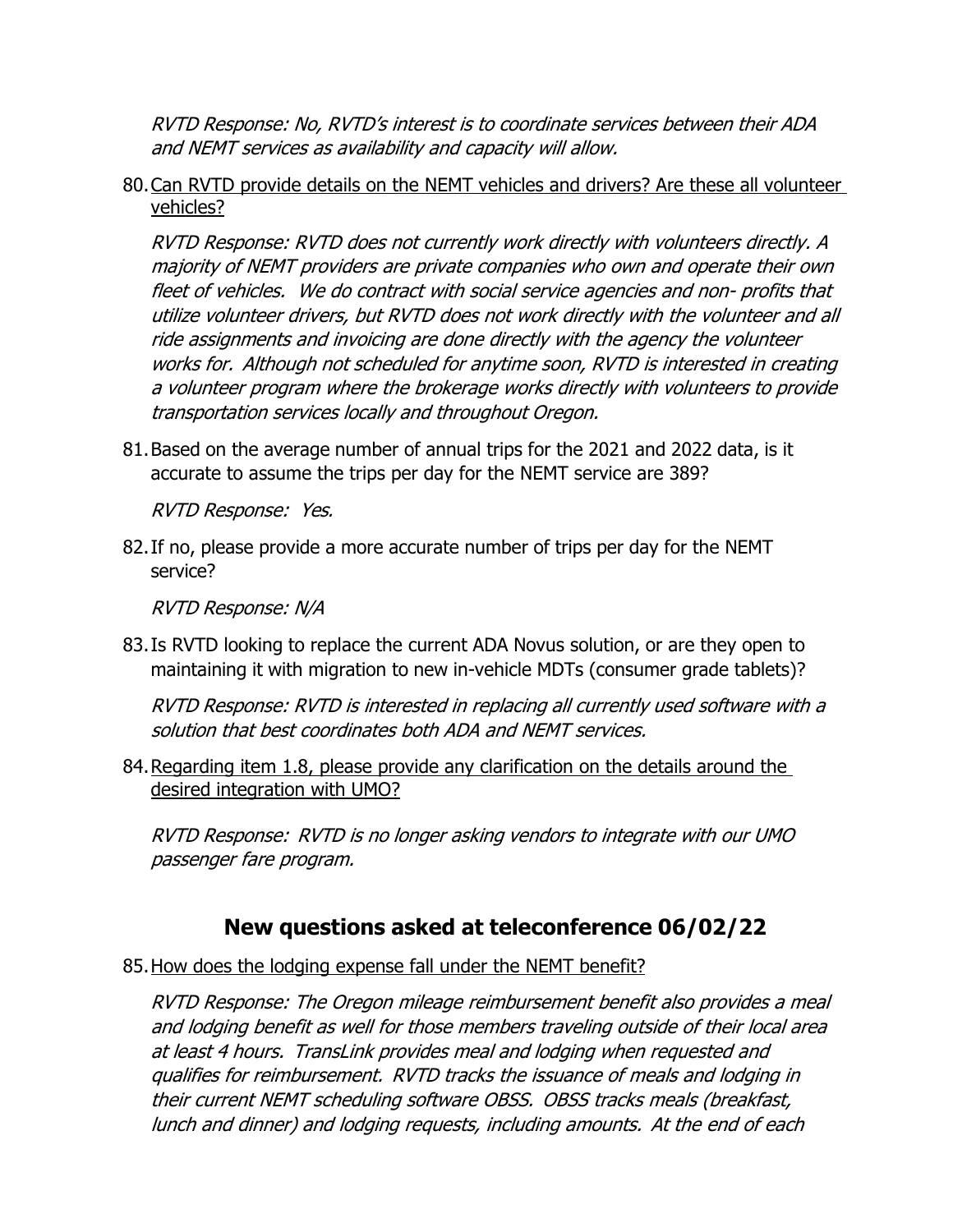*RVTD Response: No, RVTD's interest is to coordinate services between their ADA and NEMT services as availability and capacity will allow.*

80. Can RVTD provide details on the NEMT vehicles and drivers? Are these all volunteer vehicles?

    *RVTD Response: RVTD does not currently work directly with volunteers directly. A majority of NEMT providers are private companies who own and operate their own fleet of vehicles. We do contract with social service agencies and non- profits that utilize volunteer drivers, but RVTD does not work directly with the volunteer and all ride assignments and invoicing are done directly with the agency the volunteer works for. Although not scheduled for anytime soon, RVTD is interested in creating a volunteer program where the brokerage works directly with volunteers to provide transportation services locally and throughout Oregon.*

81. Based on the average number of annual trips for the 2021 and 2022 data, is it accurate to assume the trips per day for the NEMT service are 389?

    *RVTD Response: Yes.*

82. If no, please provide a more accurate number of trips per day for the NEMT service?

    *RVTD Response: N/A*

83. Is RVTD looking to replace the current ADA Novus solution, or are they open to maintaining it with migration to new in-vehicle MDTs (consumer grade tablets)?

    *RVTD Response: RVTD is interested in replacing all currently used software with a solution that best coordinates both ADA and NEMT services.*

84. Regarding item 1.8, please provide any clarification on the details around the desired integration with UMO?

    *RVTD Response: RVTD is no longer asking vendors to integrate with our UMO passenger fare program.*

## New questions asked at teleconference 06/02/22

85. How does the lodging expense fall under the NEMT benefit?

    *RVTD Response: The Oregon mileage reimbursement benefit also provides a meal and lodging benefit as well for those members traveling outside of their local area at least 4 hours. TransLink provides meal and lodging when requested and qualifies for reimbursement. RVTD tracks the issuance of meals and lodging in their current NEMT scheduling software OBSS. OBSS tracks meals (breakfast, lunch and dinner) and lodging requests, including amounts. At the end of each*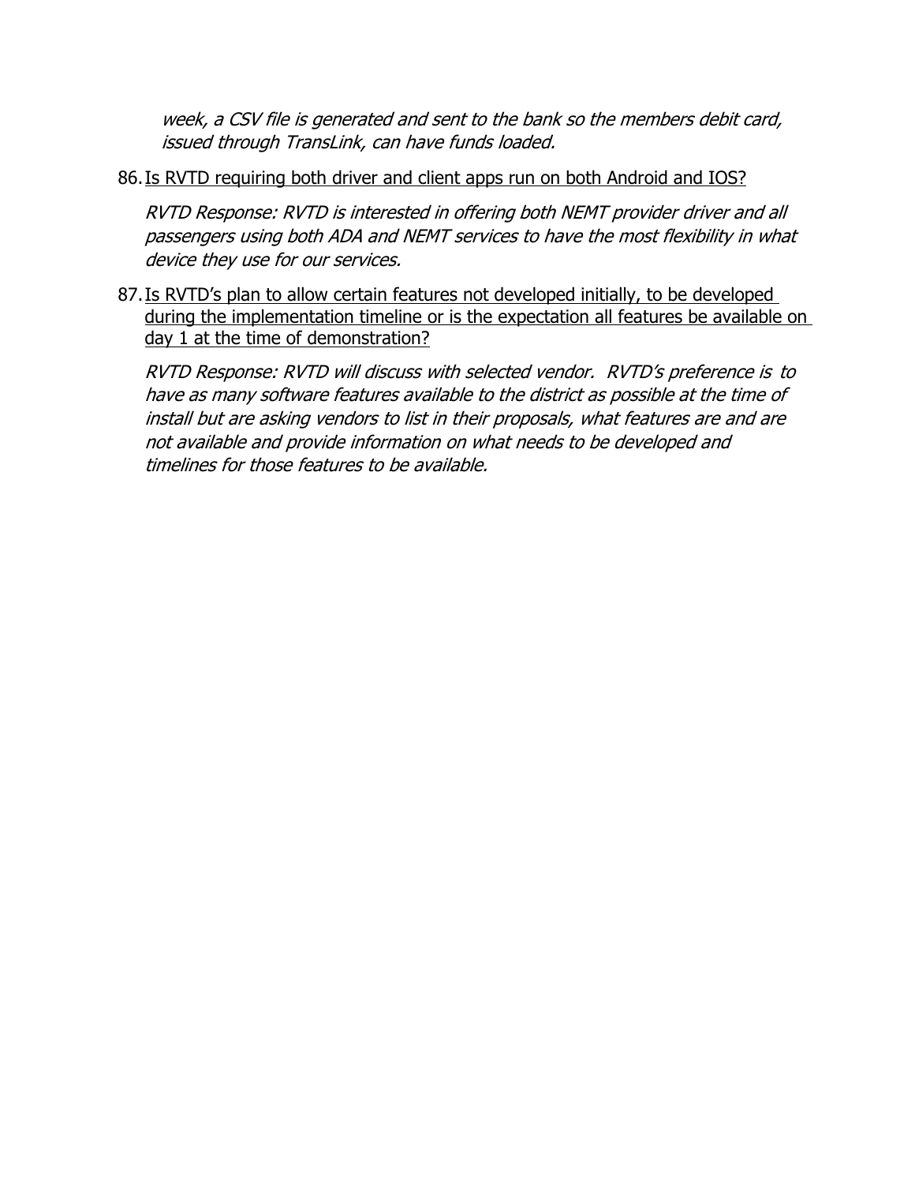*week, a CSV file is generated and sent to the bank so the members debit card, issued through TransLink, can have funds loaded.*

86. Is RVTD requiring both driver and client apps run on both Android and IOS?

    *RVTD Response: RVTD is interested in offering both NEMT provider driver and all passengers using both ADA and NEMT services to have the most flexibility in what device they use for our services.*

87. Is RVTD's plan to allow certain features not developed initially, to be developed during the implementation timeline or is the expectation all features be available on day 1 at the time of demonstration?

    *RVTD Response: RVTD will discuss with selected vendor. RVTD's preference is to have as many software features available to the district as possible at the time of install but are asking vendors to list in their proposals, what features are and are not available and provide information on what needs to be developed and timelines for those features to be available.*